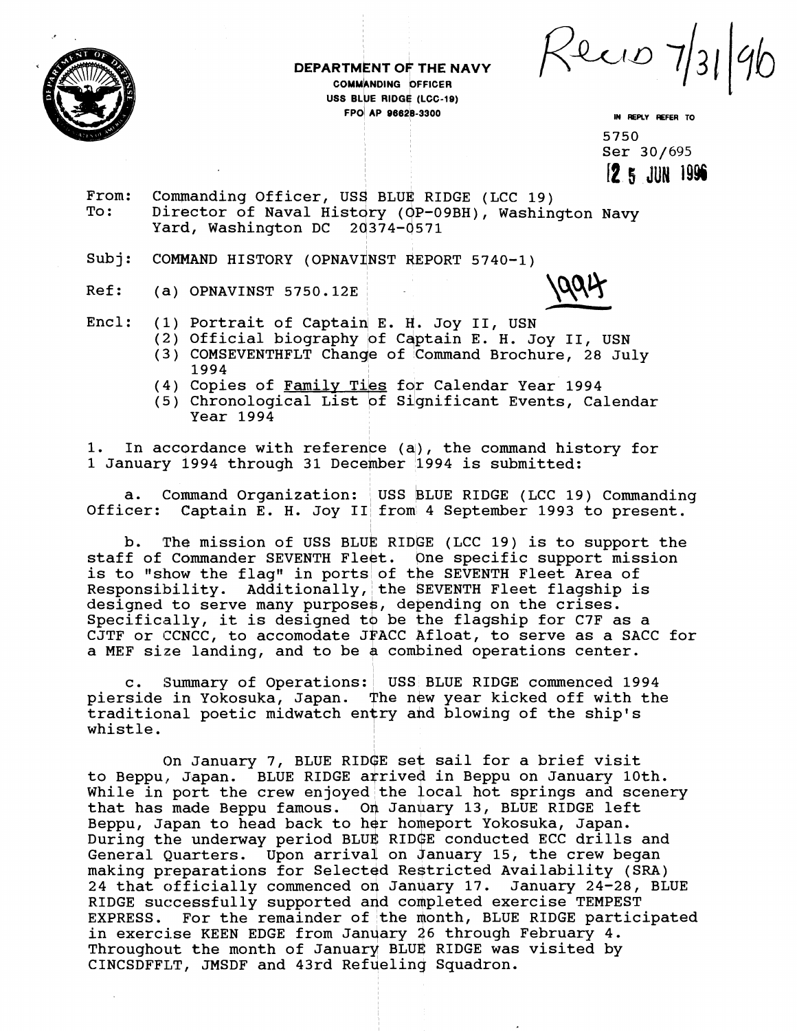**DEPARTMENT OF THE NAVY**
COMMANDING OFFICER
USS BLUE RIDGE (LCC-19)
FPO AP 96628-3300

Recd 7/31/96

IN REPLY REFER TO
5750
Ser 30/695
25 JUN 1996

From: Commanding Officer, USS BLUE RIDGE (LCC 19)
To: Director of Naval History (OP-09BH), Washington Navy Yard, Washington DC 20374-0571

Subj: COMMAND HISTORY (OPNAVINST REPORT 5740-1)

Ref: (a) OPNAVINST 5750.12E

1994

Encl: (1) Portrait of Captain E. H. Joy II, USN
(2) Official biography of Captain E. H. Joy II, USN
(3) COMSEVENTHFLT Change of Command Brochure, 28 July 1994
(4) Copies of Family Ties for Calendar Year 1994
(5) Chronological List of Significant Events, Calendar Year 1994

1. In accordance with reference (a), the command history for 1 January 1994 through 31 December 1994 is submitted:

a. Command Organization: USS BLUE RIDGE (LCC 19) Commanding Officer: Captain E. H. Joy II from 4 September 1993 to present.

b. The mission of USS BLUE RIDGE (LCC 19) is to support the staff of Commander SEVENTH Fleet. One specific support mission is to "show the flag" in ports of the SEVENTH Fleet Area of Responsibility. Additionally, the SEVENTH Fleet flagship is designed to serve many purposes, depending on the crises. Specifically, it is designed to be the flagship for C7F as a CJTF or CCNCC, to accomodate JFACC Afloat, to serve as a SACC for a MEF size landing, and to be a combined operations center.

c. Summary of Operations: USS BLUE RIDGE commenced 1994 pierside in Yokosuka, Japan. The new year kicked off with the traditional poetic midwatch entry and blowing of the ship's whistle.

On January 7, BLUE RIDGE set sail for a brief visit to Beppu, Japan. BLUE RIDGE arrived in Beppu on January 10th. While in port the crew enjoyed the local hot springs and scenery that has made Beppu famous. On January 13, BLUE RIDGE left Beppu, Japan to head back to her homeport Yokosuka, Japan. During the underway period BLUE RIDGE conducted ECC drills and General Quarters. Upon arrival on January 15, the crew began making preparations for Selected Restricted Availability (SRA) 24 that officially commenced on January 17. January 24-28, BLUE RIDGE successfully supported and completed exercise TEMPEST EXPRESS. For the remainder of the month, BLUE RIDGE participated in exercise KEEN EDGE from January 26 through February 4. Throughout the month of January BLUE RIDGE was visited by CINCSDFFLT, JMSDF and 43rd Refueling Squadron.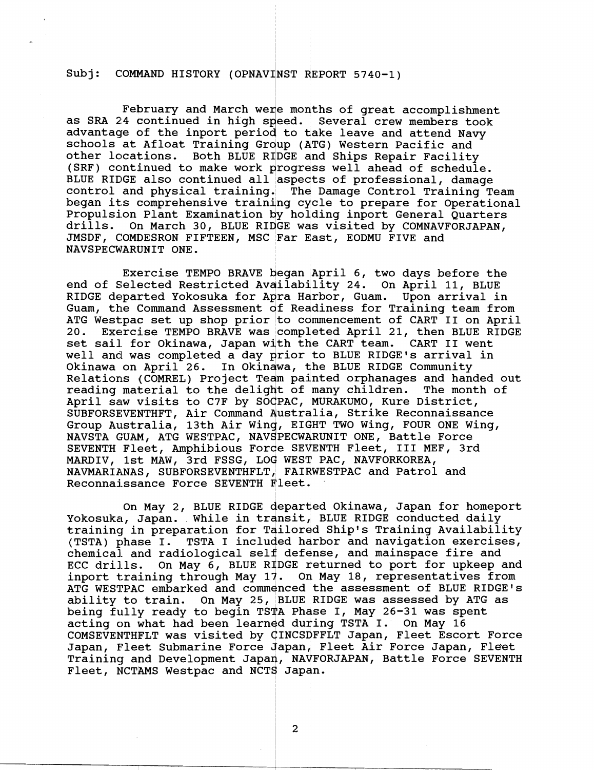Subj: COMMAND HISTORY (OPNAVINST REPORT 5740-1)

February and March were months of great accomplishment as SRA 24 continued in high speed. Several crew members took advantage of the inport period to take leave and attend Navy schools at Afloat Training Group (ATG) Western Pacific and other locations. Both BLUE RIDGE and Ships Repair Facility (SRF) continued to make work progress well ahead of schedule. BLUE RIDGE also continued all aspects of professional, damage control and physical training. The Damage Control Training Team began its comprehensive training cycle to prepare for Operational Propulsion Plant Examination by holding inport General Quarters drills. On March 30, BLUE RIDGE was visited by COMNAVFORJAPAN, JMSDF, COMDESRON FIFTEEN, MSC Far East, EODMU FIVE and NAVSPECWARUNIT ONE.

Exercise TEMPO BRAVE began April 6, two days before the end of Selected Restricted Availability 24. On April 11, BLUE RIDGE departed Yokosuka for Apra Harbor, Guam. Upon arrival in Guam, the Command Assessment of Readiness for Training team from ATG Westpac set up shop prior to commencement of CART II on April 20. Exercise TEMPO BRAVE was completed April 21, then BLUE RIDGE set sail for Okinawa, Japan with the CART team. CART II went well and was completed a day prior to BLUE RIDGE's arrival in Okinawa on April 26. In Okinawa, the BLUE RIDGE Community Relations (COMREL) Project Team painted orphanages and handed out reading material to the delight of many children. The month of April saw visits to C7F by SOCPAC, MURAKUMO, Kure District, SUBFORSEVENTHFT, Air Command Australia, Strike Reconnaissance Group Australia, 13th Air Wing, EIGHT TWO Wing, FOUR ONE Wing, NAVSTA GUAM, ATG WESTPAC, NAVSPECWARUNIT ONE, Battle Force SEVENTH Fleet, Amphibious Force SEVENTH Fleet, III MEF, 3rd MARDIV, 1st MAW, 3rd FSSG, LOG WEST PAC, NAVFORKOREA, NAVMARIANAS, SUBFORSEVENTHFLT, FAIRWESTPAC and Patrol and Reconnaissance Force SEVENTH Fleet.

On May 2, BLUE RIDGE departed Okinawa, Japan for homeport Yokosuka, Japan. While in transit, BLUE RIDGE conducted daily training in preparation for Tailored Ship's Training Availability (TSTA) phase I. TSTA I included harbor and navigation exercises, chemical and radiological self defense, and mainspace fire and ECC drills. On May 6, BLUE RIDGE returned to port for upkeep and inport training through May 17. On May 18, representatives from ATG WESTPAC embarked and commenced the assessment of BLUE RIDGE's ability to train. On May 25, BLUE RIDGE was assessed by ATG as being fully ready to begin TSTA Phase I, May 26-31 was spent acting on what had been learned during TSTA I. On May 16 COMSEVENTHFLT was visited by CINCSDFFLT Japan, Fleet Escort Force Japan, Fleet Submarine Force Japan, Fleet Air Force Japan, Fleet Training and Development Japan, NAVFORJAPAN, Battle Force SEVENTH Fleet, NCTAMS Westpac and NCTS Japan.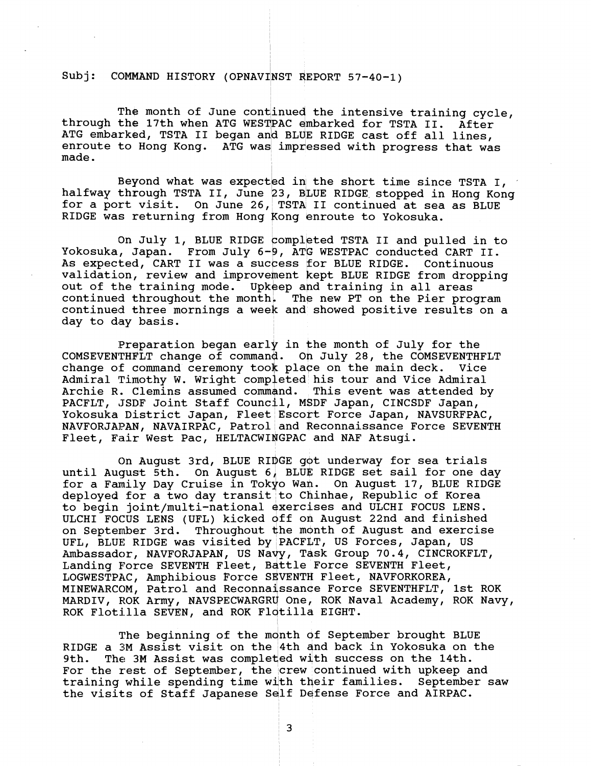Subj: COMMAND HISTORY (OPNAVINST REPORT 57-40-1)

The month of June continued the intensive training cycle, through the 17th when ATG WESTPAC embarked for TSTA II. After ATG embarked, TSTA II began and BLUE RIDGE cast off all lines, enroute to Hong Kong. ATG was impressed with progress that was made.

Beyond what was expected in the short time since TSTA I, halfway through TSTA II, June 23, BLUE RIDGE stopped in Hong Kong for a port visit. On June 26, TSTA II continued at sea as BLUE RIDGE was returning from Hong Kong enroute to Yokosuka.

On July 1, BLUE RIDGE completed TSTA II and pulled in to Yokosuka, Japan. From July 6-9, ATG WESTPAC conducted CART II. As expected, CART II was a success for BLUE RIDGE. Continuous validation, review and improvement kept BLUE RIDGE from dropping out of the training mode. Upkeep and training in all areas continued throughout the month. The new PT on the Pier program continued three mornings a week and showed positive results on a day to day basis.

Preparation began early in the month of July for the COMSEVENTHFLT change of command. On July 28, the COMSEVENTHFLT change of command ceremony took place on the main deck. Vice Admiral Timothy W. Wright completed his tour and Vice Admiral Archie R. Clemins assumed command. This event was attended by PACFLT, JSDF Joint Staff Council, MSDF Japan, CINCSDF Japan, Yokosuka District Japan, Fleet Escort Force Japan, NAVSURFPAC, NAVFORJAPAN, NAVAIRPAC, Patrol and Reconnaissance Force SEVENTH Fleet, Fair West Pac, HELTACWINGPAC and NAF Atsugi.

On August 3rd, BLUE RIDGE got underway for sea trials until August 5th. On August 6, BLUE RIDGE set sail for one day for a Family Day Cruise in Tokyo Wan. On August 17, BLUE RIDGE deployed for a two day transit to Chinhae, Republic of Korea to begin joint/multi-national exercises and ULCHI FOCUS LENS. ULCHI FOCUS LENS (UFL) kicked off on August 22nd and finished on September 3rd. Throughout the month of August and exercise UFL, BLUE RIDGE was visited by PACFLT, US Forces, Japan, US Ambassador, NAVFORJAPAN, US Navy, Task Group 70.4, CINCROKFLT, Landing Force SEVENTH Fleet, Battle Force SEVENTH Fleet, LOGWESTPAC, Amphibious Force SEVENTH Fleet, NAVFORKOREA, MINEWARCOM, Patrol and Reconnaissance Force SEVENTHFLT, 1st ROK MARDIV, ROK Army, NAVSPECWARGRU One, ROK Naval Academy, ROK Navy, ROK Flotilla SEVEN, and ROK Flotilla EIGHT.

The beginning of the month of September brought BLUE RIDGE a 3M Assist visit on the 4th and back in Yokosuka on the 9th. The 3M Assist was completed with success on the 14th. For the rest of September, the crew continued with upkeep and training while spending time with their families. September saw the visits of Staff Japanese Self Defense Force and AIRPAC.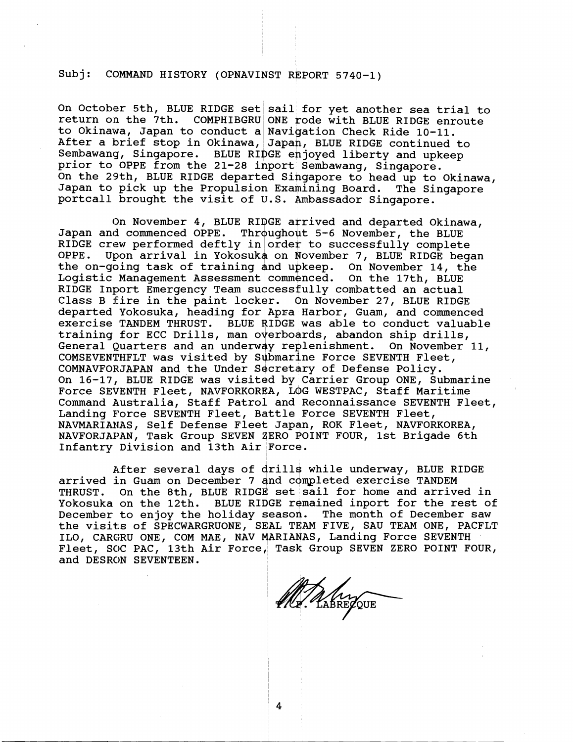Subj: COMMAND HISTORY (OPNAVINST REPORT 5740-1)

On October 5th, BLUE RIDGE set sail for yet another sea trial to return on the 7th. COMPHIBGRU ONE rode with BLUE RIDGE enroute to Okinawa, Japan to conduct a Navigation Check Ride 10-11. After a brief stop in Okinawa, Japan, BLUE RIDGE continued to Sembawang, Singapore. BLUE RIDGE enjoyed liberty and upkeep prior to OPPE from the 21-28 inport Sembawang, Singapore. On the 29th, BLUE RIDGE departed Singapore to head up to Okinawa, Japan to pick up the Propulsion Examining Board. The Singapore portcall brought the visit of U.S. Ambassador Singapore.

On November 4, BLUE RIDGE arrived and departed Okinawa, Japan and commenced OPPE. Throughout 5-6 November, the BLUE RIDGE crew performed deftly in order to successfully complete OPPE. Upon arrival in Yokosuka on November 7, BLUE RIDGE began the on-going task of training and upkeep. On November 14, the Logistic Management Assessment commenced. On the 17th, BLUE RIDGE Inport Emergency Team successfully combatted an actual Class B fire in the paint locker. On November 27, BLUE RIDGE departed Yokosuka, heading for Apra Harbor, Guam, and commenced exercise TANDEM THRUST. BLUE RIDGE was able to conduct valuable training for ECC Drills, man overboards, abandon ship drills, General Quarters and an underway replenishment. On November 11, COMSEVENTHFLT was visited by Submarine Force SEVENTH Fleet, COMNAVFORJAPAN and the Under Secretary of Defense Policy. On 16-17, BLUE RIDGE was visited by Carrier Group ONE, Submarine Force SEVENTH Fleet, NAVFORKOREA, LOG WESTPAC, Staff Maritime Command Australia, Staff Patrol and Reconnaissance SEVENTH Fleet, Landing Force SEVENTH Fleet, Battle Force SEVENTH Fleet, NAVMARIANAS, Self Defense Fleet Japan, ROK Fleet, NAVFORKOREA, NAVFORJAPAN, Task Group SEVEN ZERO POINT FOUR, 1st Brigade 6th Infantry Division and 13th Air Force.

After several days of drills while underway, BLUE RIDGE arrived in Guam on December 7 and completed exercise TANDEM THRUST. On the 8th, BLUE RIDGE set sail for home and arrived in Yokosuka on the 12th. BLUE RIDGE remained inport for the rest of December to enjoy the holiday season. The month of December saw the visits of SPECWARGRUONE, SEAL TEAM FIVE, SAU TEAM ONE, PACFLT ILO, CARGRU ONE, COM MAE, NAV MARIANAS, Landing Force SEVENTH Fleet, SOC PAC, 13th Air Force, Task Group SEVEN ZERO POINT FOUR, and DESRON SEVENTEEN.

T. P. LABRECQUE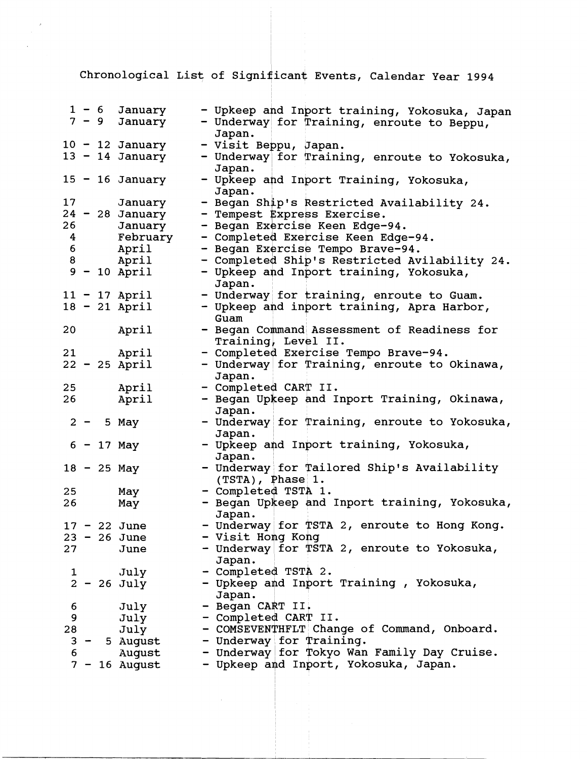# Chronological List of Significant Events, Calendar Year 1994

| Date | Event |
|---|---|
| 1 - 6 January | - Upkeep and Inport training, Yokosuka, Japan |
| 7 - 9 January | - Underway for Training, enroute to Beppu, Japan. |
| 10 - 12 January | - Visit Beppu, Japan. |
| 13 - 14 January | - Underway for Training, enroute to Yokosuka, Japan. |
| 15 - 16 January | - Upkeep and Inport Training, Yokosuka, Japan. |
| 17 January | - Began Ship's Restricted Availability 24. |
| 24 - 28 January | - Tempest Express Exercise. |
| 26 January | - Began Exercise Keen Edge-94. |
| 4 February | - Completed Exercise Keen Edge-94. |
| 6 April | - Began Exercise Tempo Brave-94. |
| 8 April | - Completed Ship's Restricted Avilability 24. |
| 9 - 10 April | - Upkeep and Inport training, Yokosuka, Japan. |
| 11 - 17 April | - Underway for training, enroute to Guam. |
| 18 - 21 April | - Upkeep and inport training, Apra Harbor, Guam |
| 20 April | - Began Command Assessment of Readiness for Training, Level II. |
| 21 April | - Completed Exercise Tempo Brave-94. |
| 22 - 25 April | - Underway for Training, enroute to Okinawa, Japan. |
| 25 April | - Completed CART II. |
| 26 April | - Began Upkeep and Inport Training, Okinawa, Japan. |
| 2 - 5 May | - Underway for Training, enroute to Yokosuka, Japan. |
| 6 - 17 May | - Upkeep and Inport training, Yokosuka, Japan. |
| 18 - 25 May | - Underway for Tailored Ship's Availability (TSTA), Phase 1. |
| 25 May | - Completed TSTA 1. |
| 26 May | - Began Upkeep and Inport training, Yokosuka, Japan. |
| 17 - 22 June | - Underway for TSTA 2, enroute to Hong Kong. |
| 23 - 26 June | - Visit Hong Kong |
| 27 June | - Underway for TSTA 2, enroute to Yokosuka, Japan. |
| 1 July | - Completed TSTA 2. |
| 2 - 26 July | - Upkeep and Inport Training , Yokosuka, Japan. |
| 6 July | - Began CART II. |
| 9 July | - Completed CART II. |
| 28 July | - COMSEVENTHFLT Change of Command, Onboard. |
| 3 - 5 August | - Underway for Training. |
| 6 August | - Underway for Tokyo Wan Family Day Cruise. |
| 7 - 16 August | - Upkeep and Inport, Yokosuka, Japan. |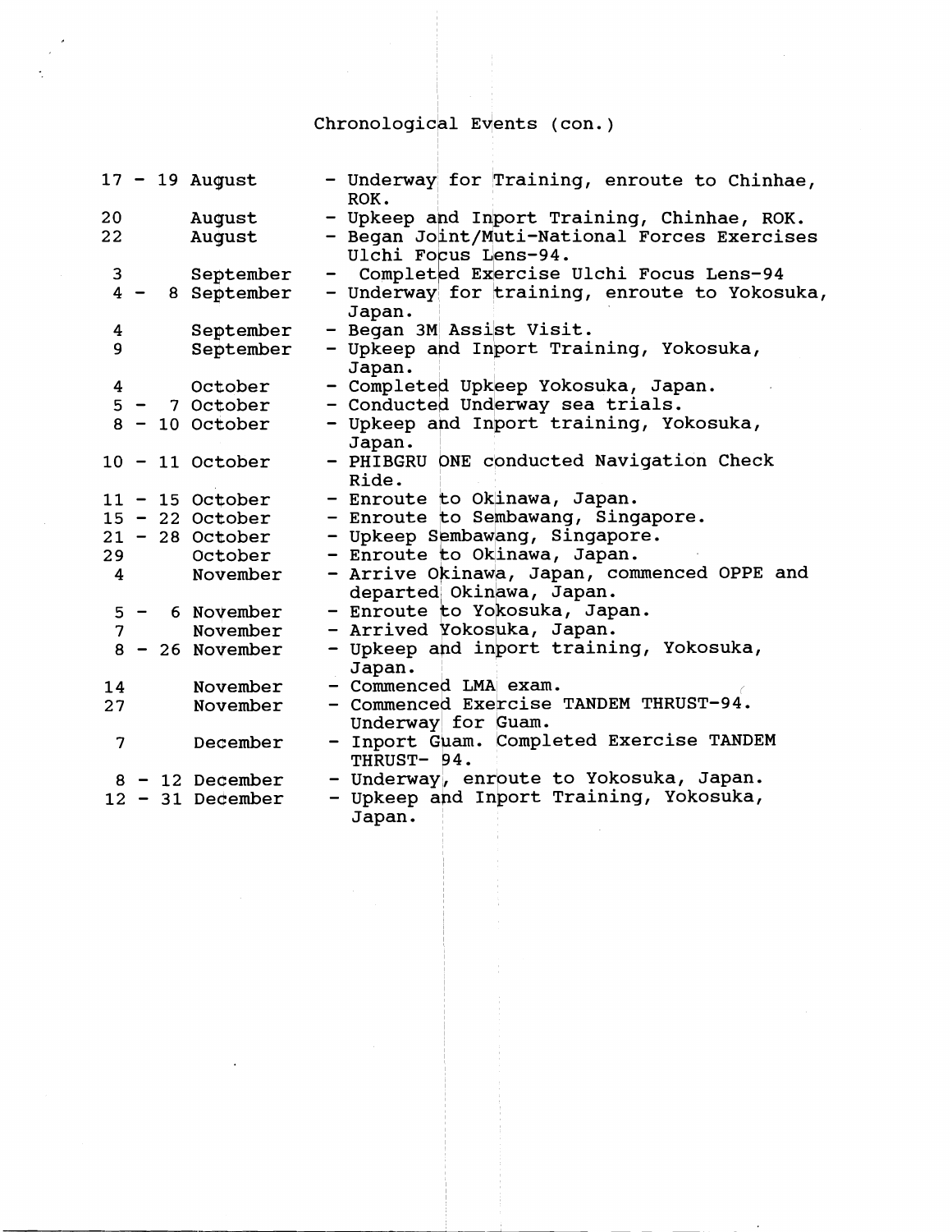Chronological Events (con.)

| | |
|---|---|
| 17 - 19 August | - Underway for Training, enroute to Chinhae, ROK. |
| 20 August | - Upkeep and Inport Training, Chinhae, ROK. |
| 22 August | - Began Joint/Muti-National Forces Exercises Ulchi Focus Lens-94. |
| 3 September | - Completed Exercise Ulchi Focus Lens-94 |
| 4 - 8 September | - Underway for training, enroute to Yokosuka, Japan. |
| 4 September | - Began 3M Assist Visit. |
| 9 September | - Upkeep and Inport Training, Yokosuka, Japan. |
| 4 October | - Completed Upkeep Yokosuka, Japan. |
| 5 - 7 October | - Conducted Underway sea trials. |
| 8 - 10 October | - Upkeep and Inport training, Yokosuka, Japan. |
| 10 - 11 October | - PHIBGRU ONE conducted Navigation Check Ride. |
| 11 - 15 October | - Enroute to Okinawa, Japan. |
| 15 - 22 October | - Enroute to Sembawang, Singapore. |
| 21 - 28 October | - Upkeep Sembawang, Singapore. |
| 29 October | - Enroute to Okinawa, Japan. |
| 4 November | - Arrive Okinawa, Japan, commenced OPPE and departed Okinawa, Japan. |
| 5 - 6 November | - Enroute to Yokosuka, Japan. |
| 7 November | - Arrived Yokosuka, Japan. |
| 8 - 26 November | - Upkeep and inport training, Yokosuka, Japan. |
| 14 November | - Commenced LMA exam. |
| 27 November | - Commenced Exercise TANDEM THRUST-94. Underway for Guam. |
| 7 December | - Inport Guam. Completed Exercise TANDEM THRUST- 94. |
| 8 - 12 December | - Underway, enroute to Yokosuka, Japan. |
| 12 - 31 December | - Upkeep and Inport Training, Yokosuka, Japan. |